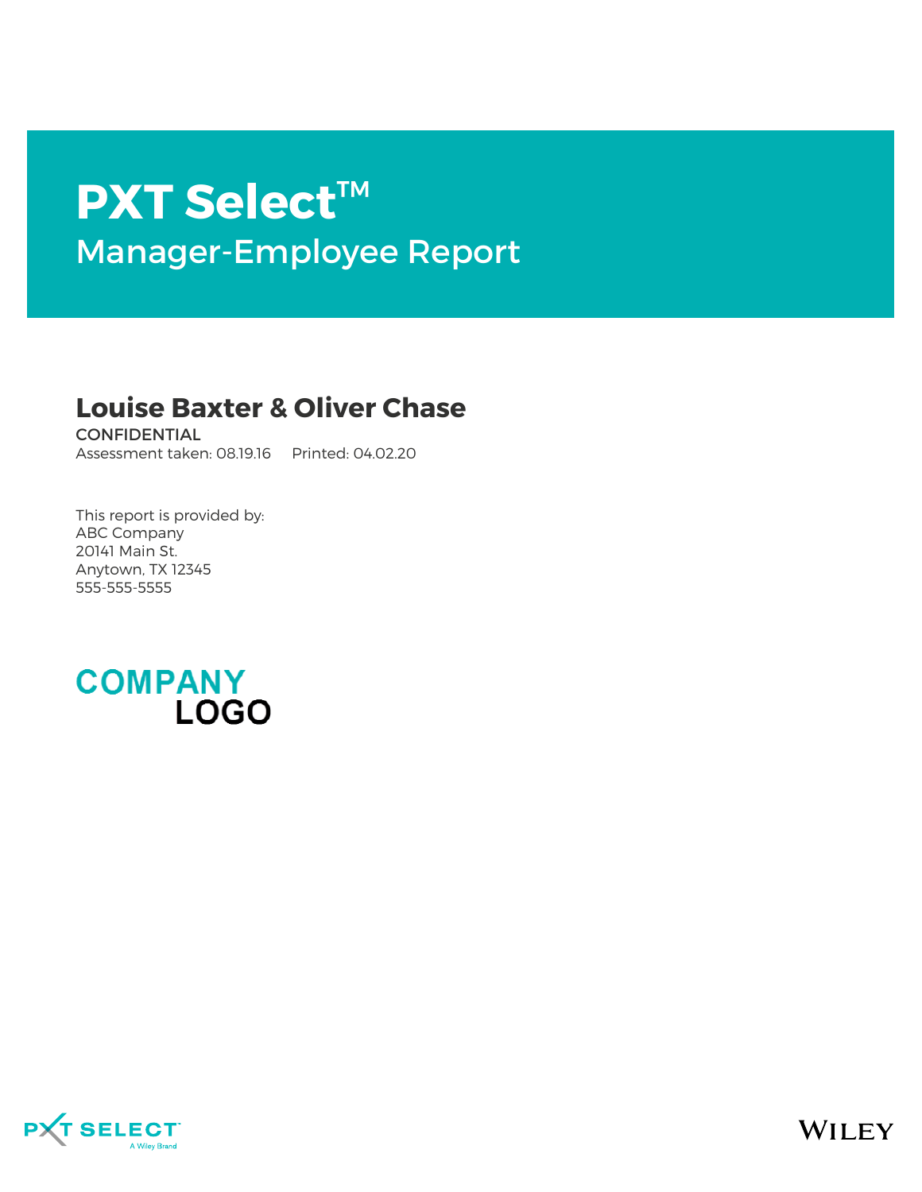# PXT Select™

## Manager-Employee Report

**Louise Baxter & Oliver Chase**

CONFIDENTIAL

Assessment taken: 08.19.16    Printed: 04.02.20

This report is provided by:
ABC Company
20141 Main St.
Anytown, TX 12345
555-555-5555

COMPANY LOGO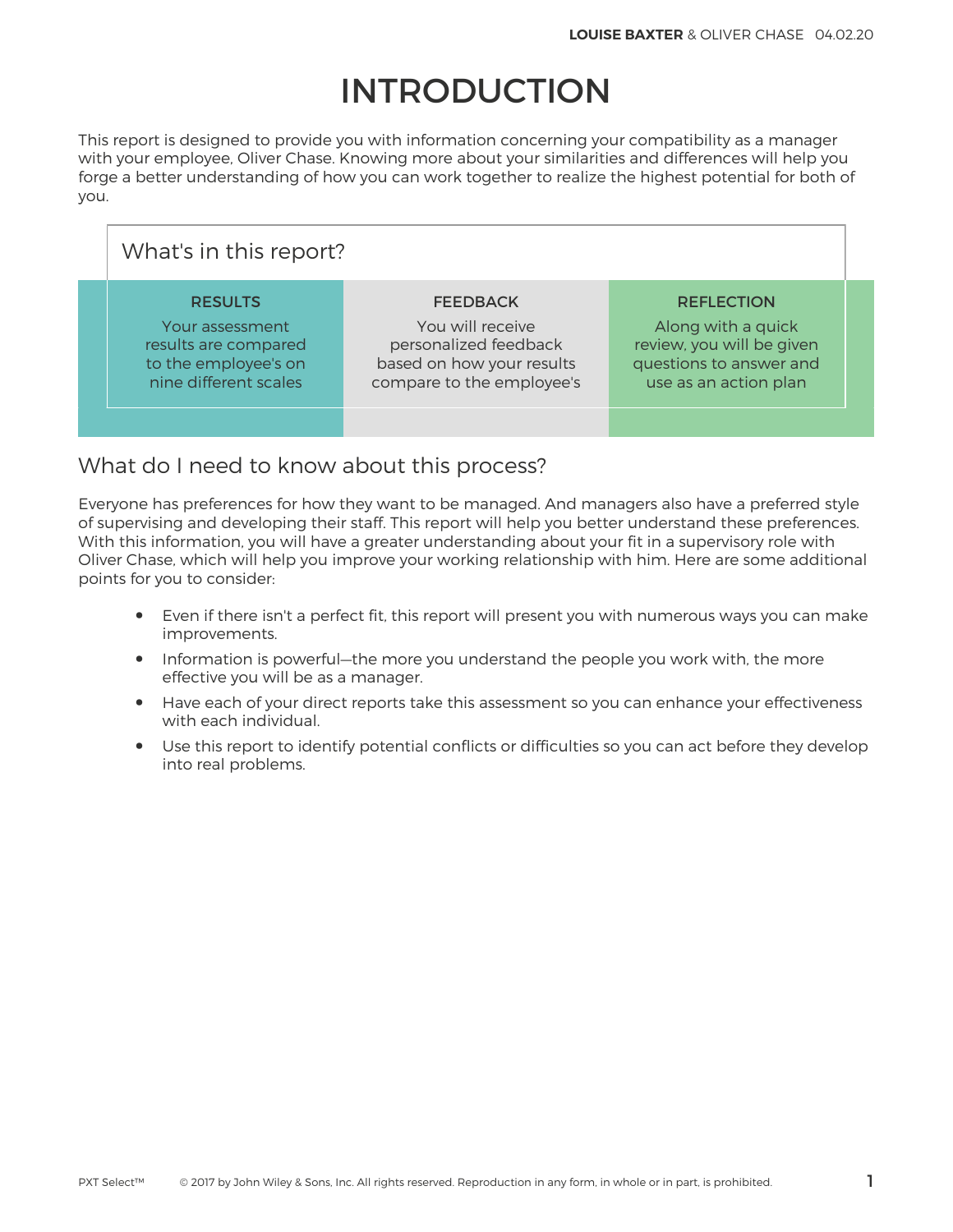# INTRODUCTION

This report is designed to provide you with information concerning your compatibility as a manager with your employee, Oliver Chase. Knowing more about your similarities and differences will help you forge a better understanding of how you can work together to realize the highest potential for both of you.

## What's in this report?

| RESULTS | FEEDBACK | REFLECTION |
|---|---|---|
| Your assessment results are compared to the employee's on nine different scales | You will receive personalized feedback based on how your results compare to the employee's | Along with a quick review, you will be given questions to answer and use as an action plan |

## What do I need to know about this process?

Everyone has preferences for how they want to be managed. And managers also have a preferred style of supervising and developing their staff. This report will help you better understand these preferences. With this information, you will have a greater understanding about your fit in a supervisory role with Oliver Chase, which will help you improve your working relationship with him. Here are some additional points for you to consider:

- Even if there isn't a perfect fit, this report will present you with numerous ways you can make improvements.
- Information is powerful—the more you understand the people you work with, the more effective you will be as a manager.
- Have each of your direct reports take this assessment so you can enhance your effectiveness with each individual.
- Use this report to identify potential conflicts or difficulties so you can act before they develop into real problems.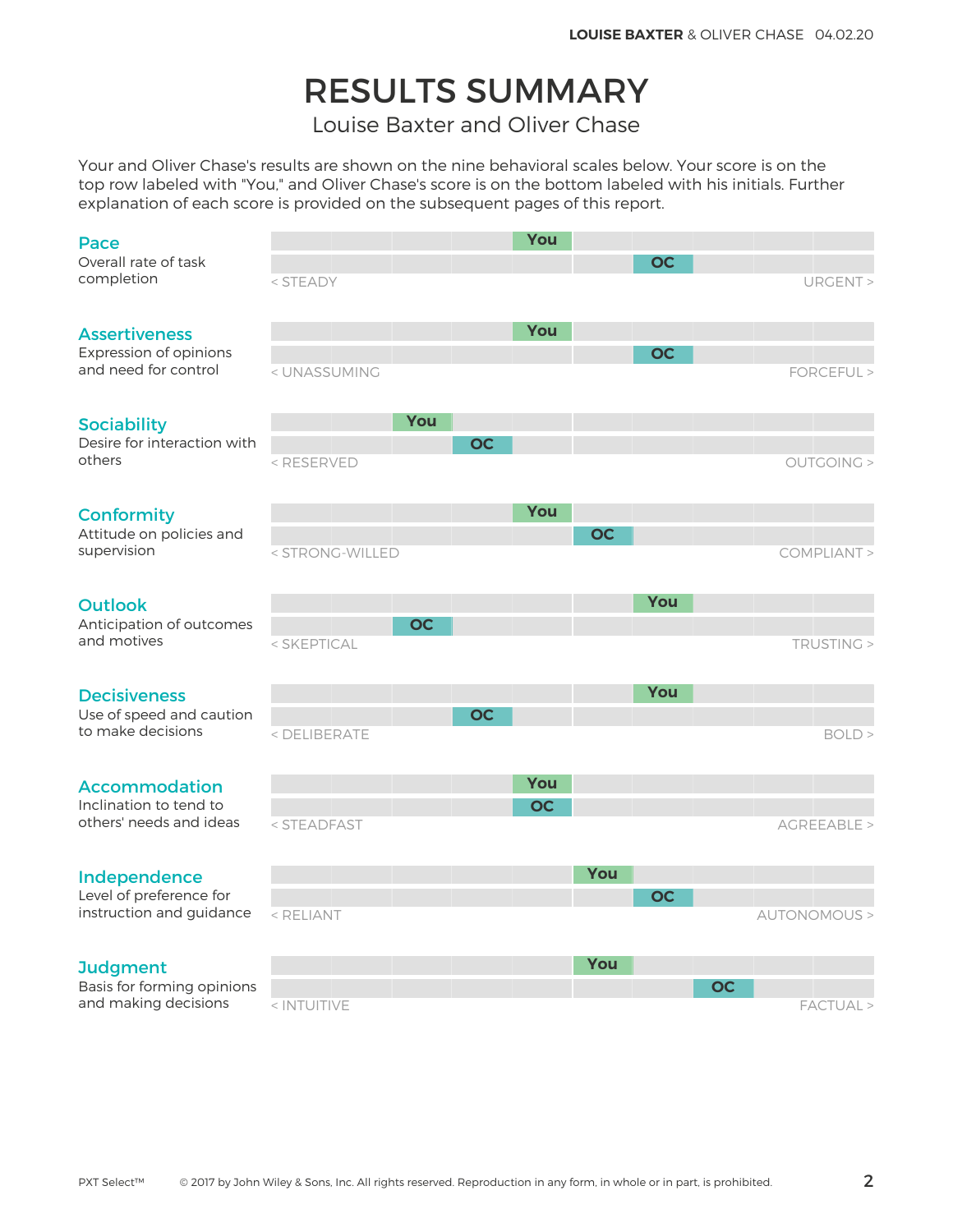# RESULTS SUMMARY

Louise Baxter and Oliver Chase

Your and Oliver Chase's results are shown on the nine behavioral scales below. Your score is on the top row labeled with "You," and Oliver Chase's score is on the bottom labeled with his initials. Further explanation of each score is provided on the subsequent pages of this report.

## Pace

Overall rate of task completion

| < STEADY | | | | | | | | | URGENT > |
|---|---|---|---|---|---|---|---|---|---|
| | | | | You | | | | | |
| | | | | | | OC | | | |

## Assertiveness

Expression of opinions and need for control

| < UNASSUMING | | | | | | | | | FORCEFUL > |
|---|---|---|---|---|---|---|---|---|---|
| | | | | You | | | | | |
| | | | | | | OC | | | |

## Sociability

Desire for interaction with others

| < RESERVED | | | | | | | | | OUTGOING > |
|---|---|---|---|---|---|---|---|---|---|
| | | You | | | | | | | |
| | | | OC | | | | | | |

## Conformity

Attitude on policies and supervision

| < STRONG-WILLED | | | | | | | | | COMPLIANT > |
|---|---|---|---|---|---|---|---|---|---|
| | | | | You | | | | | |
| | | | | | OC | | | | |

## Outlook

Anticipation of outcomes and motives

| < SKEPTICAL | | | | | | | | | TRUSTING > |
|---|---|---|---|---|---|---|---|---|---|
| | | | | | | You | | | |
| | | OC | | | | | | | |

## Decisiveness

Use of speed and caution to make decisions

| < DELIBERATE | | | | | | | | | BOLD > |
|---|---|---|---|---|---|---|---|---|---|
| | | | | | | You | | | |
| | | | OC | | | | | | |

## Accommodation

Inclination to tend to others' needs and ideas

| < STEADFAST | | | | | | | | | AGREEABLE > |
|---|---|---|---|---|---|---|---|---|---|
| | | | | You | | | | | |
| | | | | OC | | | | | |

## Independence

Level of preference for instruction and guidance

| < RELIANT | | | | | | | | | AUTONOMOUS > |
|---|---|---|---|---|---|---|---|---|---|
| | | | | | You | | | | |
| | | | | | | OC | | | |

## Judgment

Basis for forming opinions and making decisions

| < INTUITIVE | | | | | | | | | FACTUAL > |
|---|---|---|---|---|---|---|---|---|---|
| | | | | | You | | | | |
| | | | | | | | OC | | |

PXT Select™ © 2017 by John Wiley & Sons, Inc. All rights reserved. Reproduction in any form, in whole or in part, is prohibited.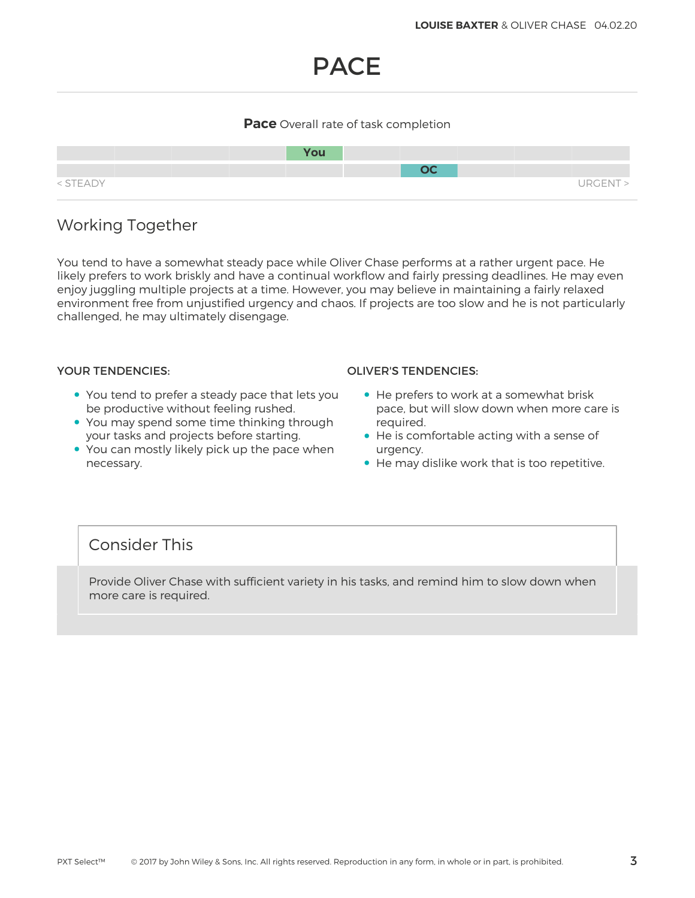# PACE

**Pace** Overall rate of task completion

| | | | | | | | | | |
|---|---|---|---|---|---|---|---|---|---|
| | | | | **You** | | | | | |
| | | | | | | **OC** | | | |

< STEADY URGENT >

## Working Together

You tend to have a somewhat steady pace while Oliver Chase performs at a rather urgent pace. He likely prefers to work briskly and have a continual workflow and fairly pressing deadlines. He may even enjoy juggling multiple projects at a time. However, you may believe in maintaining a fairly relaxed environment free from unjustified urgency and chaos. If projects are too slow and he is not particularly challenged, he may ultimately disengage.

### YOUR TENDENCIES:

- You tend to prefer a steady pace that lets you be productive without feeling rushed.
- You may spend some time thinking through your tasks and projects before starting.
- You can mostly likely pick up the pace when necessary.

### OLIVER'S TENDENCIES:

- He prefers to work at a somewhat brisk pace, but will slow down when more care is required.
- He is comfortable acting with a sense of urgency.
- He may dislike work that is too repetitive.

## Consider This

Provide Oliver Chase with sufficient variety in his tasks, and remind him to slow down when more care is required.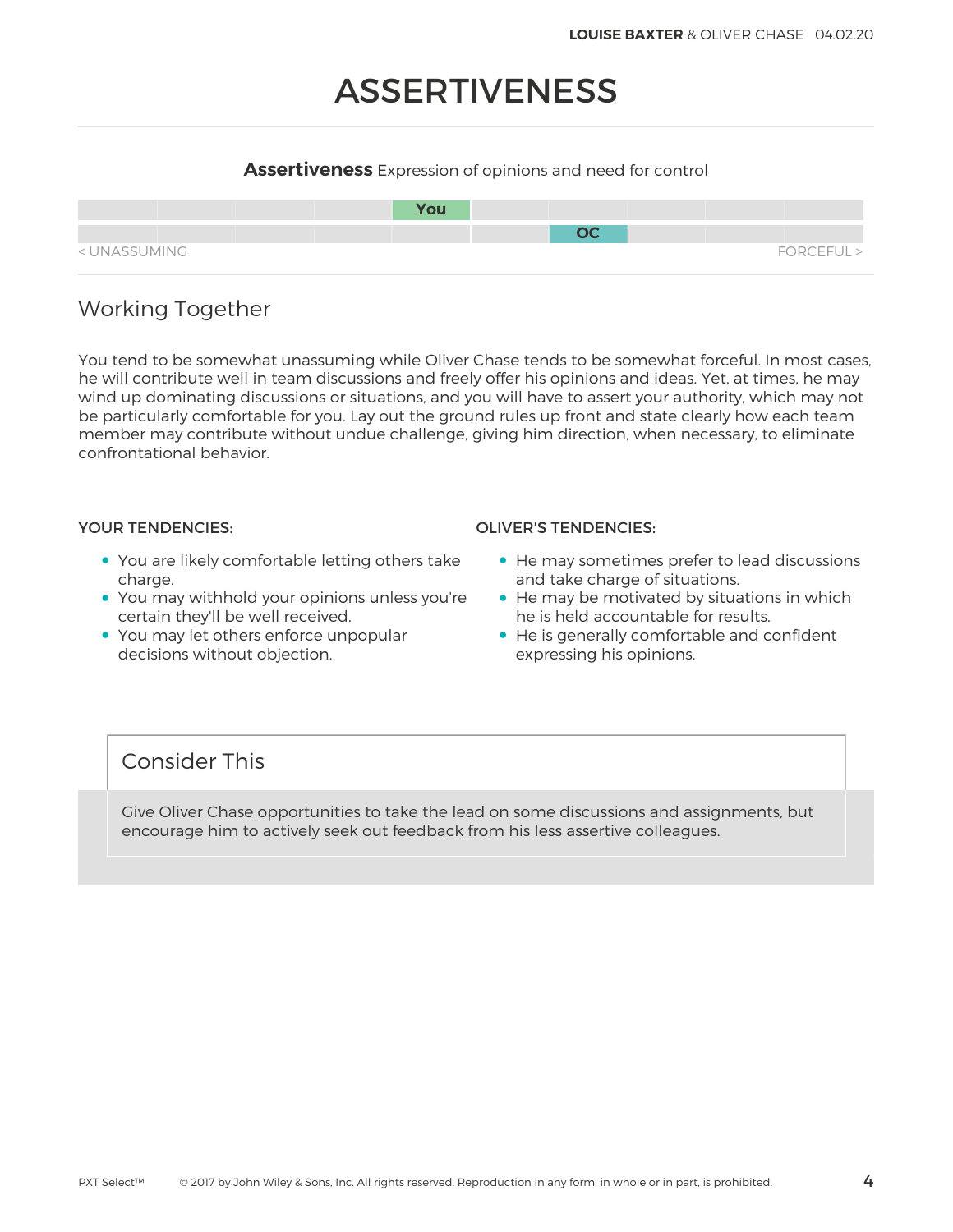# ASSERTIVENESS

**Assertiveness** Expression of opinions and need for control

| | | | | | | | | | |
|---|---|---|---|---|---|---|---|---|---|
| | | | | You | | | | | |
| | | | | | | OC | | | |

< UNASSUMING FORCEFUL >

## Working Together

You tend to be somewhat unassuming while Oliver Chase tends to be somewhat forceful. In most cases, he will contribute well in team discussions and freely offer his opinions and ideas. Yet, at times, he may wind up dominating discussions or situations, and you will have to assert your authority, which may not be particularly comfortable for you. Lay out the ground rules up front and state clearly how each team member may contribute without undue challenge, giving him direction, when necessary, to eliminate confrontational behavior.

### YOUR TENDENCIES:

- You are likely comfortable letting others take charge.
- You may withhold your opinions unless you're certain they'll be well received.
- You may let others enforce unpopular decisions without objection.

### OLIVER'S TENDENCIES:

- He may sometimes prefer to lead discussions and take charge of situations.
- He may be motivated by situations in which he is held accountable for results.
- He is generally comfortable and confident expressing his opinions.

## Consider This

Give Oliver Chase opportunities to take the lead on some discussions and assignments, but encourage him to actively seek out feedback from his less assertive colleagues.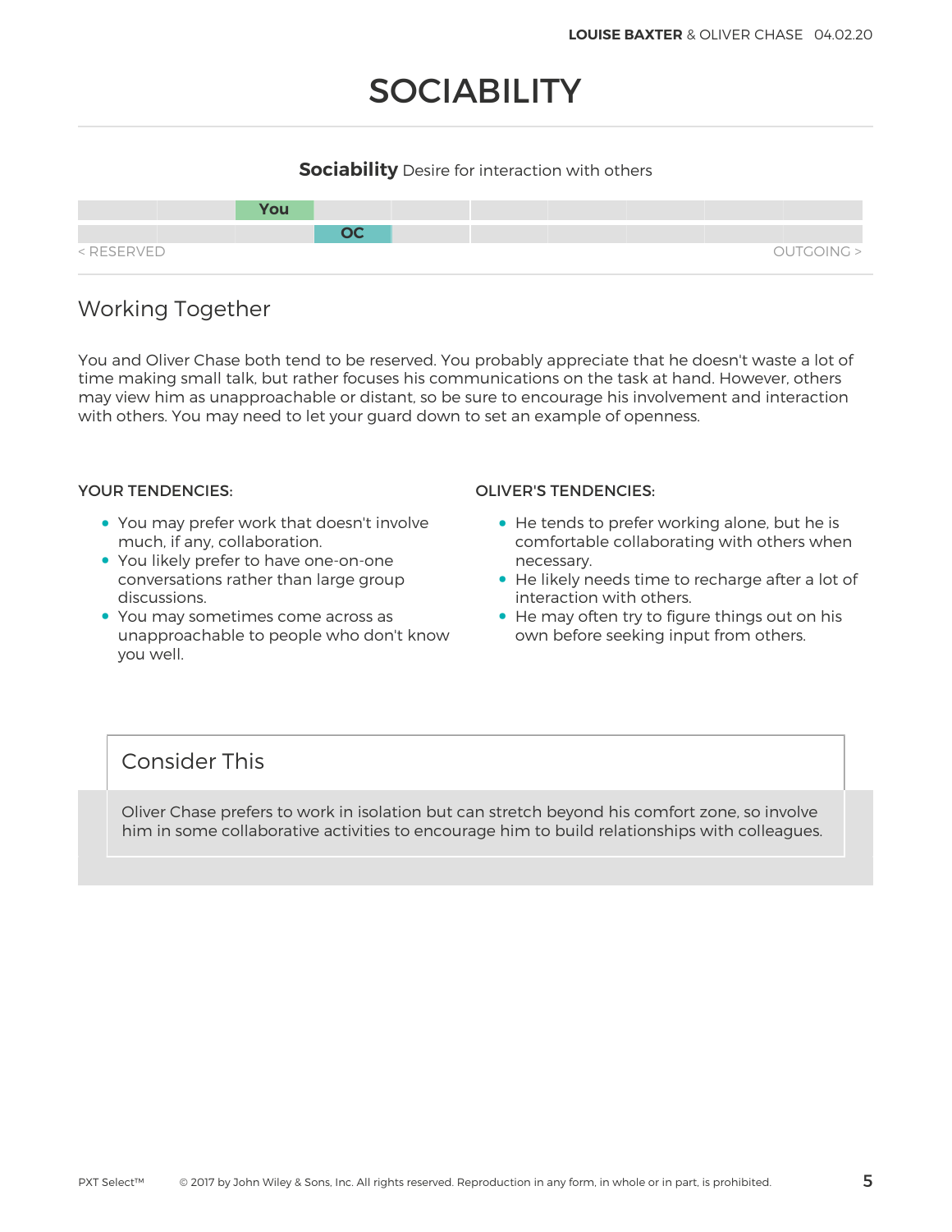# SOCIABILITY

**Sociability** Desire for interaction with others

You

OC

< RESERVED OUTGOING >

## Working Together

You and Oliver Chase both tend to be reserved. You probably appreciate that he doesn't waste a lot of time making small talk, but rather focuses his communications on the task at hand. However, others may view him as unapproachable or distant, so be sure to encourage his involvement and interaction with others. You may need to let your guard down to set an example of openness.

**YOUR TENDENCIES:**

- You may prefer work that doesn't involve much, if any, collaboration.
- You likely prefer to have one-on-one conversations rather than large group discussions.
- You may sometimes come across as unapproachable to people who don't know you well.

**OLIVER'S TENDENCIES:**

- He tends to prefer working alone, but he is comfortable collaborating with others when necessary.
- He likely needs time to recharge after a lot of interaction with others.
- He may often try to figure things out on his own before seeking input from others.

## Consider This

Oliver Chase prefers to work in isolation but can stretch beyond his comfort zone, so involve him in some collaborative activities to encourage him to build relationships with colleagues.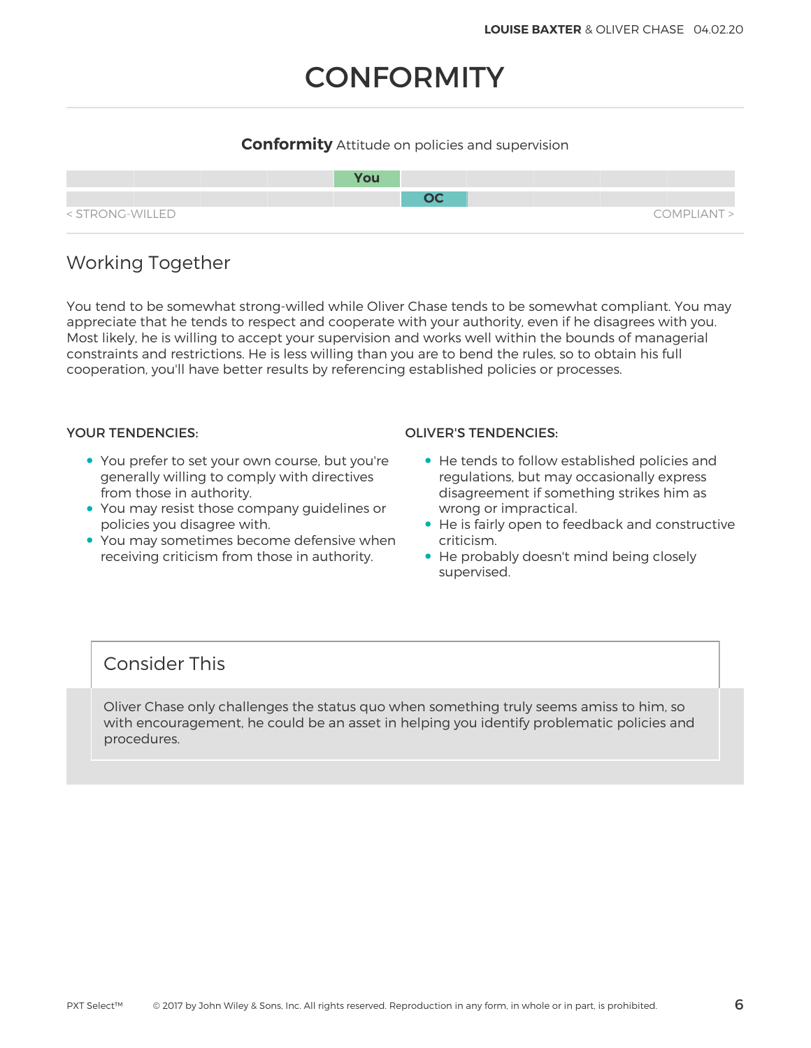// CONFORMITY

**Conformity** Attitude on policies and supervision

| You | |
|---|---|
| | OC |

< STRONG-WILLED — COMPLIANT >

## Working Together

You tend to be somewhat strong-willed while Oliver Chase tends to be somewhat compliant. You may appreciate that he tends to respect and cooperate with your authority, even if he disagrees with you. Most likely, he is willing to accept your supervision and works well within the bounds of managerial constraints and restrictions. He is less willing than you are to bend the rules, so to obtain his full cooperation, you'll have better results by referencing established policies or processes.

### YOUR TENDENCIES:

- You prefer to set your own course, but you're generally willing to comply with directives from those in authority.
- You may resist those company guidelines or policies you disagree with.
- You may sometimes become defensive when receiving criticism from those in authority.

### OLIVER'S TENDENCIES:

- He tends to follow established policies and regulations, but may occasionally express disagreement if something strikes him as wrong or impractical.
- He is fairly open to feedback and constructive criticism.
- He probably doesn't mind being closely supervised.

## Consider This

Oliver Chase only challenges the status quo when something truly seems amiss to him, so with encouragement, he could be an asset in helping you identify problematic policies and procedures.

# CONFORMITY

**Conformity** Attitude on policies and supervision

| You | |
|---|---|
| | OC |

< STRONG-WILLED — COMPLIANT >

## Working Together

You tend to be somewhat strong-willed while Oliver Chase tends to be somewhat compliant. You may appreciate that he tends to respect and cooperate with your authority, even if he disagrees with you. Most likely, he is willing to accept your supervision and works well within the bounds of managerial constraints and restrictions. He is less willing than you are to bend the rules, so to obtain his full cooperation, you'll have better results by referencing established policies or processes.

### YOUR TENDENCIES:

- You prefer to set your own course, but you're generally willing to comply with directives from those in authority.
- You may resist those company guidelines or policies you disagree with.
- You may sometimes become defensive when receiving criticism from those in authority.

### OLIVER'S TENDENCIES:

- He tends to follow established policies and regulations, but may occasionally express disagreement if something strikes him as wrong or impractical.
- He is fairly open to feedback and constructive criticism.
- He probably doesn't mind being closely supervised.

## Consider This

Oliver Chase only challenges the status quo when something truly seems amiss to him, so with encouragement, he could be an asset in helping you identify problematic policies and procedures.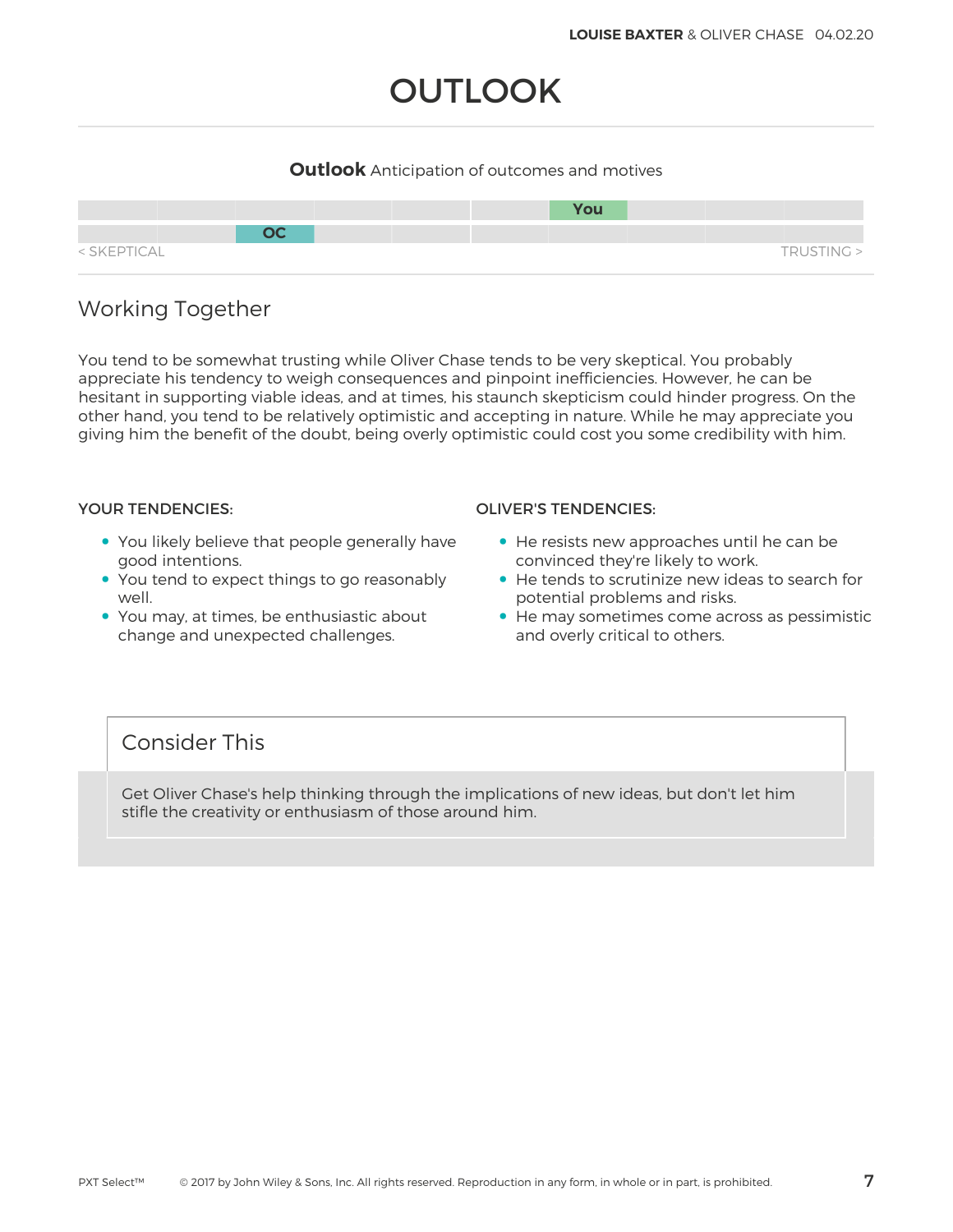# OUTLOOK

**Outlook** Anticipation of outcomes and motives

| | | | | | | | | | |
|---|---|---|---|---|---|---|---|---|---|
| | | | | | | You | | | |
| | | OC | | | | | | | |

< SKEPTICAL | TRUSTING >

## Working Together

You tend to be somewhat trusting while Oliver Chase tends to be very skeptical. You probably appreciate his tendency to weigh consequences and pinpoint inefficiencies. However, he can be hesitant in supporting viable ideas, and at times, his staunch skepticism could hinder progress. On the other hand, you tend to be relatively optimistic and accepting in nature. While he may appreciate you giving him the benefit of the doubt, being overly optimistic could cost you some credibility with him.

### YOUR TENDENCIES:

- You likely believe that people generally have good intentions.
- You tend to expect things to go reasonably well.
- You may, at times, be enthusiastic about change and unexpected challenges.

### OLIVER'S TENDENCIES:

- He resists new approaches until he can be convinced they're likely to work.
- He tends to scrutinize new ideas to search for potential problems and risks.
- He may sometimes come across as pessimistic and overly critical to others.

## Consider This

Get Oliver Chase's help thinking through the implications of new ideas, but don't let him stifle the creativity or enthusiasm of those around him.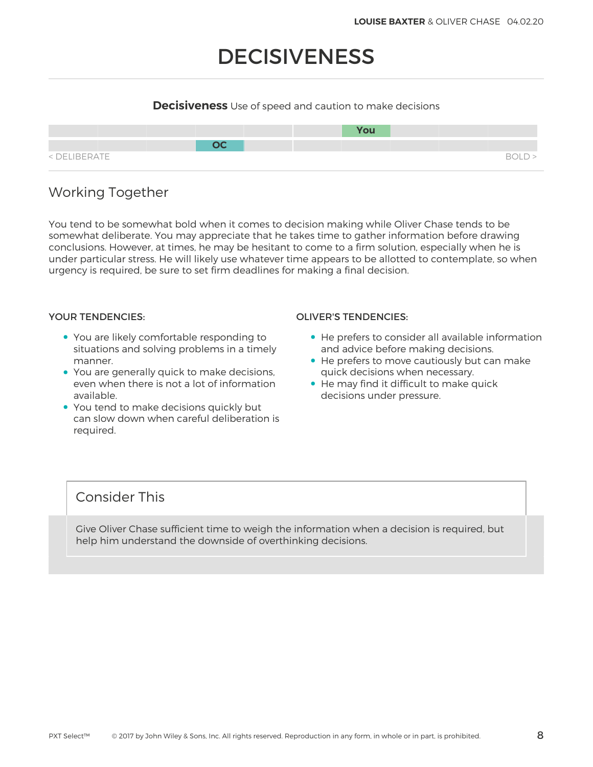# DECISIVENESS

**Decisiveness** Use of speed and caution to make decisions

| | | | | | | | | | |
|---|---|---|---|---|---|---|---|---|---|
| | | | | | | You | | | |
| | | | OC | | | | | | |

< DELIBERATE — BOLD >

## Working Together

You tend to be somewhat bold when it comes to decision making while Oliver Chase tends to be somewhat deliberate. You may appreciate that he takes time to gather information before drawing conclusions. However, at times, he may be hesitant to come to a firm solution, especially when he is under particular stress. He will likely use whatever time appears to be allotted to contemplate, so when urgency is required, be sure to set firm deadlines for making a final decision.

### YOUR TENDENCIES:

- You are likely comfortable responding to situations and solving problems in a timely manner.
- You are generally quick to make decisions, even when there is not a lot of information available.
- You tend to make decisions quickly but can slow down when careful deliberation is required.

### OLIVER'S TENDENCIES:

- He prefers to consider all available information and advice before making decisions.
- He prefers to move cautiously but can make quick decisions when necessary.
- He may find it difficult to make quick decisions under pressure.

## Consider This

Give Oliver Chase sufficient time to weigh the information when a decision is required, but help him understand the downside of overthinking decisions.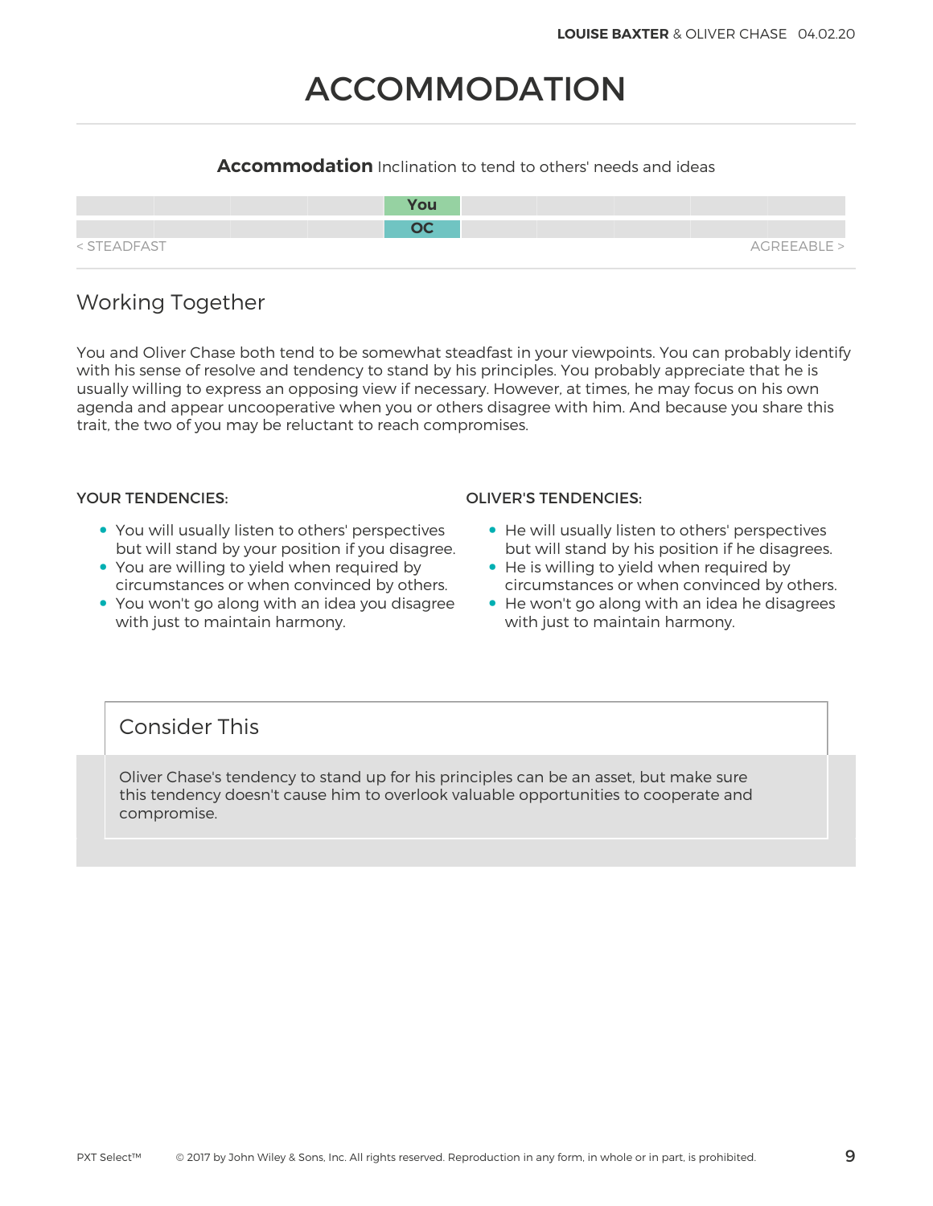# ACCOMMODATION

**Accommodation** Inclination to tend to others' needs and ideas

| | | | | | | | | | |
|---|---|---|---|---|---|---|---|---|---|
| | | | | You | | | | | |
| | | | | OC | | | | | |

< STEADFAST AGREEABLE >

## Working Together

You and Oliver Chase both tend to be somewhat steadfast in your viewpoints. You can probably identify with his sense of resolve and tendency to stand by his principles. You probably appreciate that he is usually willing to express an opposing view if necessary. However, at times, he may focus on his own agenda and appear uncooperative when you or others disagree with him. And because you share this trait, the two of you may be reluctant to reach compromises.

### YOUR TENDENCIES:

- You will usually listen to others' perspectives but will stand by your position if you disagree.
- You are willing to yield when required by circumstances or when convinced by others.
- You won't go along with an idea you disagree with just to maintain harmony.

### OLIVER'S TENDENCIES:

- He will usually listen to others' perspectives but will stand by his position if he disagrees.
- He is willing to yield when required by circumstances or when convinced by others.
- He won't go along with an idea he disagrees with just to maintain harmony.

## Consider This

Oliver Chase's tendency to stand up for his principles can be an asset, but make sure this tendency doesn't cause him to overlook valuable opportunities to cooperate and compromise.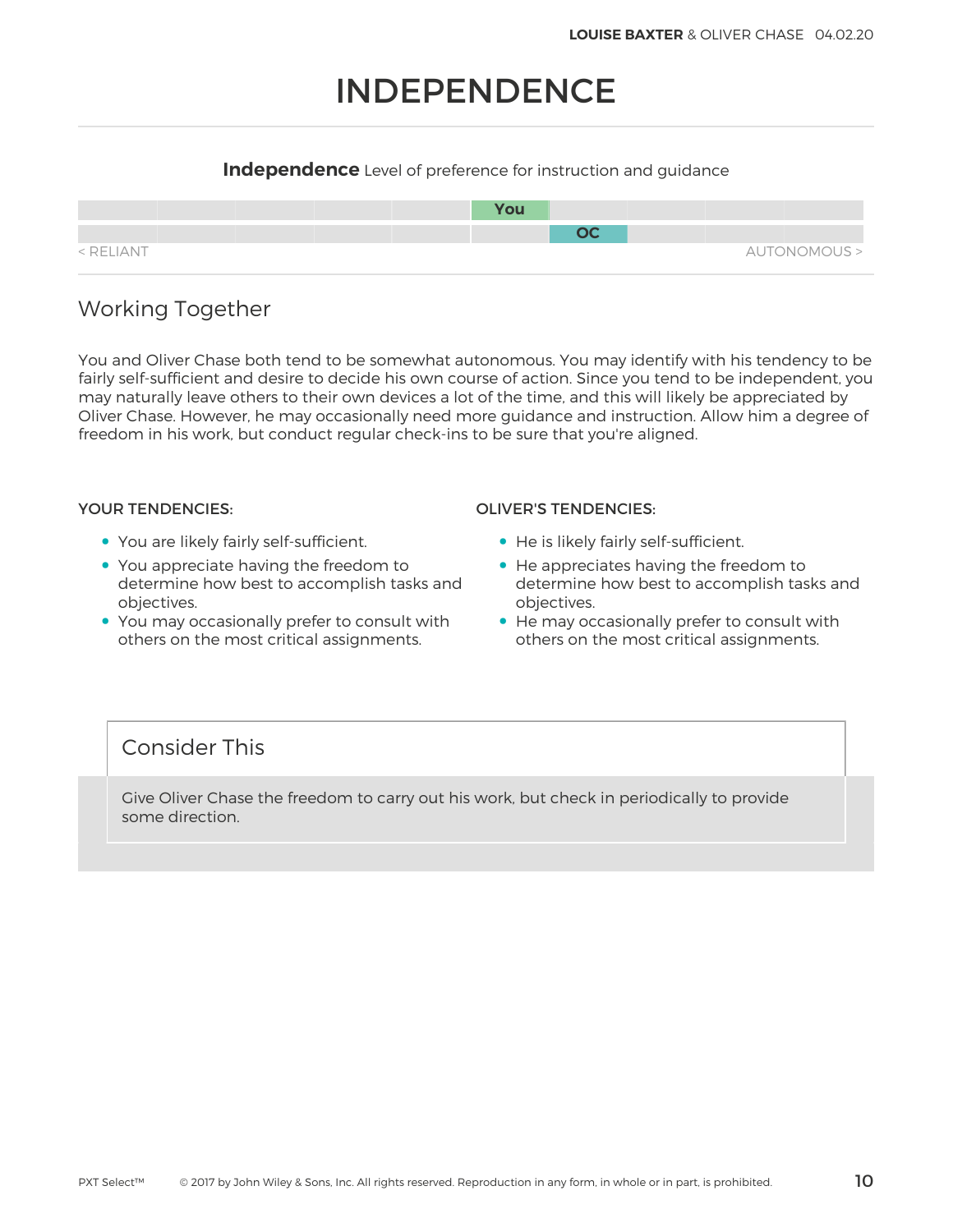# INDEPENDENCE

**Independence** Level of preference for instruction and guidance

| | | | | | | | | | |
|---|---|---|---|---|---|---|---|---|---|
| | | | | | | You | | | |
| | | | | | | | OC | | |

< RELIANT — AUTONOMOUS >

## Working Together

You and Oliver Chase both tend to be somewhat autonomous. You may identify with his tendency to be fairly self-sufficient and desire to decide his own course of action. Since you tend to be independent, you may naturally leave others to their own devices a lot of the time, and this will likely be appreciated by Oliver Chase. However, he may occasionally need more guidance and instruction. Allow him a degree of freedom in his work, but conduct regular check-ins to be sure that you're aligned.

### YOUR TENDENCIES:

- You are likely fairly self-sufficient.
- You appreciate having the freedom to determine how best to accomplish tasks and objectives.
- You may occasionally prefer to consult with others on the most critical assignments.

### OLIVER'S TENDENCIES:

- He is likely fairly self-sufficient.
- He appreciates having the freedom to determine how best to accomplish tasks and objectives.
- He may occasionally prefer to consult with others on the most critical assignments.

## Consider This

Give Oliver Chase the freedom to carry out his work, but check in periodically to provide some direction.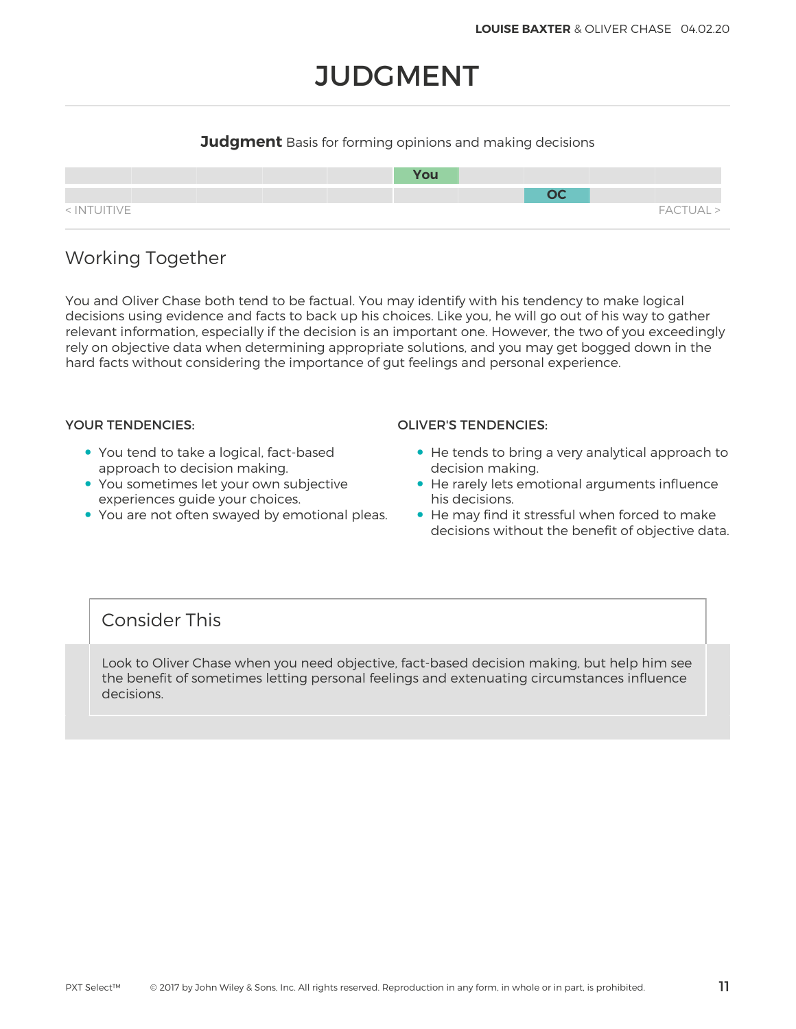# JUDGMENT

**Judgment** Basis for forming opinions and making decisions

| | | | | | | | | | |
|---|---|---|---|---|---|---|---|---|---|
| | | | | | You | | | | |
| | | | | | | | OC | | |

< INTUITIVE FACTUAL >

## Working Together

You and Oliver Chase both tend to be factual. You may identify with his tendency to make logical decisions using evidence and facts to back up his choices. Like you, he will go out of his way to gather relevant information, especially if the decision is an important one. However, the two of you exceedingly rely on objective data when determining appropriate solutions, and you may get bogged down in the hard facts without considering the importance of gut feelings and personal experience.

**YOUR TENDENCIES:**

- You tend to take a logical, fact-based approach to decision making.
- You sometimes let your own subjective experiences guide your choices.
- You are not often swayed by emotional pleas.

**OLIVER'S TENDENCIES:**

- He tends to bring a very analytical approach to decision making.
- He rarely lets emotional arguments influence his decisions.
- He may find it stressful when forced to make decisions without the benefit of objective data.

## Consider This

Look to Oliver Chase when you need objective, fact-based decision making, but help him see the benefit of sometimes letting personal feelings and extenuating circumstances influence decisions.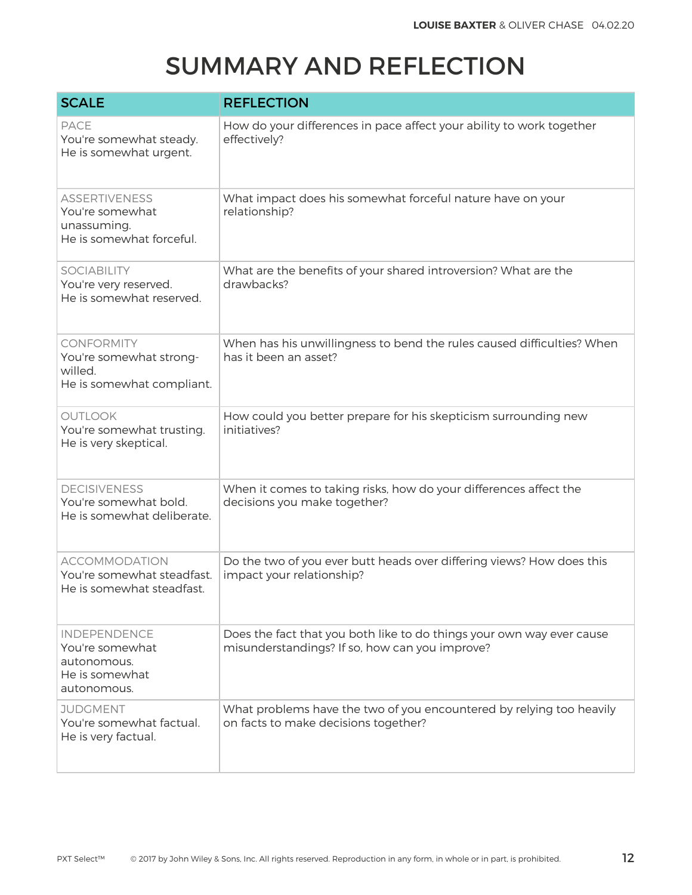# SUMMARY AND REFLECTION

| SCALE | REFLECTION |
|---|---|
| PACE<br>You're somewhat steady.<br>He is somewhat urgent. | How do your differences in pace affect your ability to work together effectively? |
| ASSERTIVENESS<br>You're somewhat unassuming.<br>He is somewhat forceful. | What impact does his somewhat forceful nature have on your relationship? |
| SOCIABILITY<br>You're very reserved.<br>He is somewhat reserved. | What are the benefits of your shared introversion? What are the drawbacks? |
| CONFORMITY<br>You're somewhat strong-willed.<br>He is somewhat compliant. | When has his unwillingness to bend the rules caused difficulties? When has it been an asset? |
| OUTLOOK<br>You're somewhat trusting.<br>He is very skeptical. | How could you better prepare for his skepticism surrounding new initiatives? |
| DECISIVENESS<br>You're somewhat bold.<br>He is somewhat deliberate. | When it comes to taking risks, how do your differences affect the decisions you make together? |
| ACCOMMODATION<br>You're somewhat steadfast.<br>He is somewhat steadfast. | Do the two of you ever butt heads over differing views? How does this impact your relationship? |
| INDEPENDENCE<br>You're somewhat autonomous.<br>He is somewhat autonomous. | Does the fact that you both like to do things your own way ever cause misunderstandings? If so, how can you improve? |
| JUDGMENT<br>You're somewhat factual.<br>He is very factual. | What problems have the two of you encountered by relying too heavily on facts to make decisions together? |